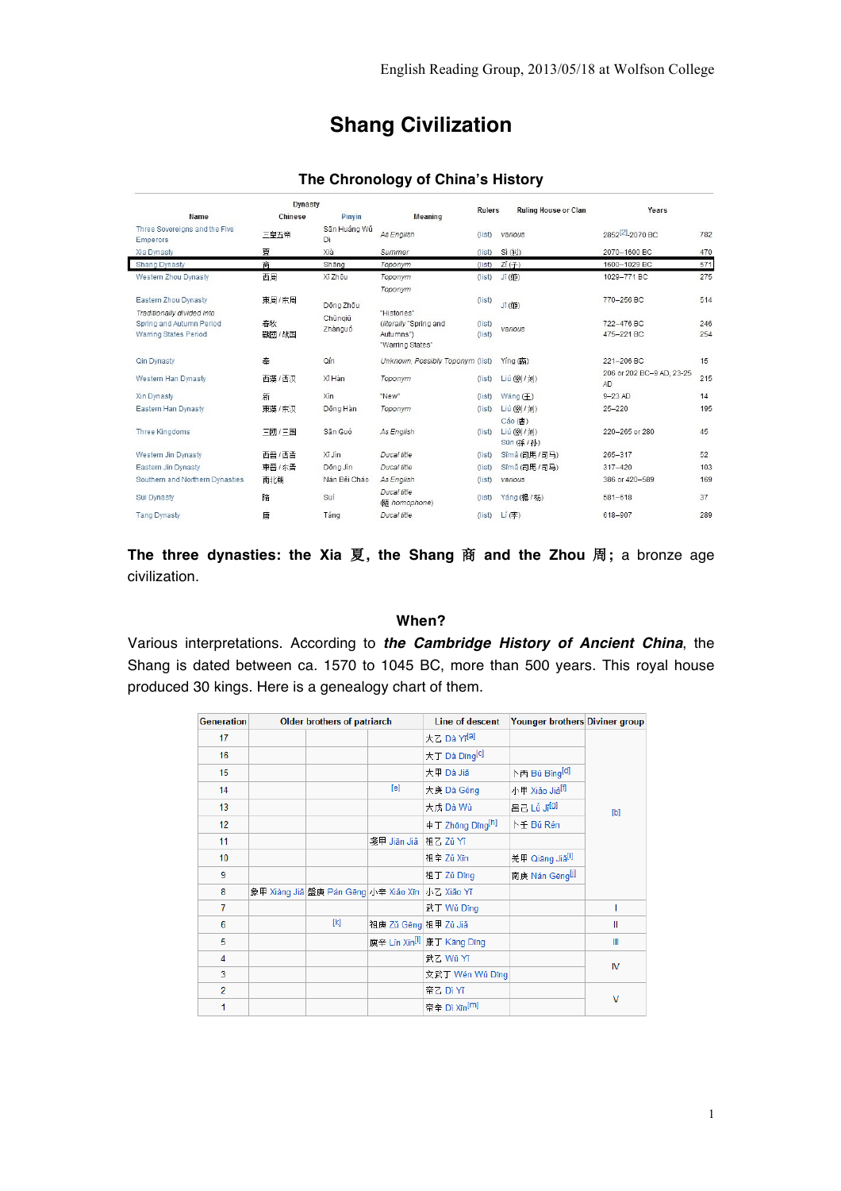# Shang Civilization

## The Chronology of China's History

| Name | Dynasty Chinese | Pinyin | Meaning | Rulers | Ruling House or Clan | Years | |
|---|---|---|---|---|---|---|---|
| Three Sovereigns and the Five Emperors | 三皇五帝 | Sān Huáng Wǔ Dì | As English | (list) | various | 2852[2]–2070 BC | 782 |
| Xia Dynasty | 夏 | Xià | Summer | (list) | Sì (姒) | 2070–1600 BC | 470 |
| Shang Dynasty | 商 | Shāng | Toponym | (list) | Zǐ (子) | 1600–1029 BC | 571 |
| Western Zhou Dynasty | 西周 | Xī Zhōu | Toponym | (list) | Jī (姬) | 1029–771 BC | 275 |
| Eastern Zhou Dynasty | 東周 / 东周 | Dōng Zhōu | Toponym | (list) | Jī (姬) | 770–256 BC | 514 |
| Traditionally divided into | | | | | | | |
| Spring and Autumn Period | 春秋 | Chūnqiū | "Histories" (literally "Spring and Autumns") | (list) | various | 722–476 BC | 246 |
| Warring States Period | 戰國 / 战国 | Zhànguó | "Warring States" | (list) | | 475–221 BC | 254 |
| Qin Dynasty | 秦 | Qín | Unknown. Possibly Toponym | (list) | Yíng (嬴) | 221–206 BC | 15 |
| Western Han Dynasty | 西漢 / 西汉 | Xī Hàn | Toponym | (list) | Liú (劉 / 刘) | 206 or 202 BC–9 AD, 23-25 AD | 215 |
| Xin Dynasty | 新 | Xīn | "New" | (list) | Wáng (王) | 9–23 AD | 14 |
| Eastern Han Dynasty | 東漢 / 东汉 | Dōng Hàn | Toponym | (list) | Liú (劉 / 刘) | 25–220 | 195 |
| Three Kingdoms | 三國 / 三国 | Sān Guó | As English | (list) | Cáo (曹) Liú (劉 / 刘) Sūn (孫 / 孙) | 220–265 or 280 | 45 |
| Western Jin Dynasty | 西晉 / 西晋 | Xī Jìn | Ducal title | (list) | Sīmǎ (司馬 / 司马) | 265–317 | 52 |
| Eastern Jin Dynasty | 東晉 / 东晋 | Dōng Jìn | Ducal title | (list) | Sīmǎ (司馬 / 司马) | 317–420 | 103 |
| Southern and Northern Dynasties | 南北朝 | Nán Běi Cháo | As English | (list) | various | 386 or 420–589 | 169 |
| Sui Dynasty | 隋 | Suí | Ducal title (隨 homophone) | (list) | Yáng (楊 / 杨) | 581–618 | 37 |
| Tang Dynasty | 唐 | Táng | Ducal title | (list) | Lǐ (李) | 618–907 | 289 |

**The three dynasties: the Xia 夏, the Shang 商 and the Zhou 周;** a bronze age civilization.

### When?

Various interpretations. According to ***the Cambridge History of Ancient China***, the Shang is dated between ca. 1570 to 1045 BC, more than 500 years. This royal house produced 30 kings. Here is a genealogy chart of them.

| Generation | Older brothers of patriarch | | | Line of descent | Younger brothers | Diviner group |
|---|---|---|---|---|---|---|
| 17 | | | | 大乙 Dà Yǐ[a] | | |
| 16 | | | | 大丁 Dà Dīng[c] | | |
| 15 | | | | 大甲 Dà Jiǎ | 卜丙 Bǔ Bǐng[d] | |
| 14 | | | [e] | 大庚 Dà Gēng | 小甲 Xiǎo Jiǎ[f] | |
| 13 | | | | 大戊 Dà Wù | 呂己 Lǚ Jǐ[g] | [b] |
| 12 | | | | 中丁 Zhōng Dīng[h] | 卜壬 Bǔ Rén | |
| 11 | | | 戔甲 Jiān Jiǎ | 祖乙 Zǔ Yǐ | | |
| 10 | | | | 祖辛 Zǔ Xīn | 羌甲 Qiāng Jiǎ[i] | |
| 9 | | | | 祖丁 Zǔ Dīng | 南庚 Nán Gēng[j] | |
| 8 | 象甲 Xiàng Jiǎ | 盤庚 Pán Gēng | 小辛 Xiǎo Xīn | 小乙 Xiǎo Yǐ | | |
| 7 | | | | 武丁 Wǔ Dīng | | I |
| 6 | | [k] | 祖庚 Zǔ Gēng | 祖甲 Zǔ Jiǎ | | II |
| 5 | | | 廩辛 Lǐn Xīn[l] | 康丁 Kāng Dīng | | III |
| 4 | | | | 武乙 Wǔ Yǐ | | IV |
| 3 | | | | 文武丁 Wén Wǔ Dīng | | |
| 2 | | | | 帝乙 Dì Yǐ | | V |
| 1 | | | | 帝辛 Dì Xīn[m] | | |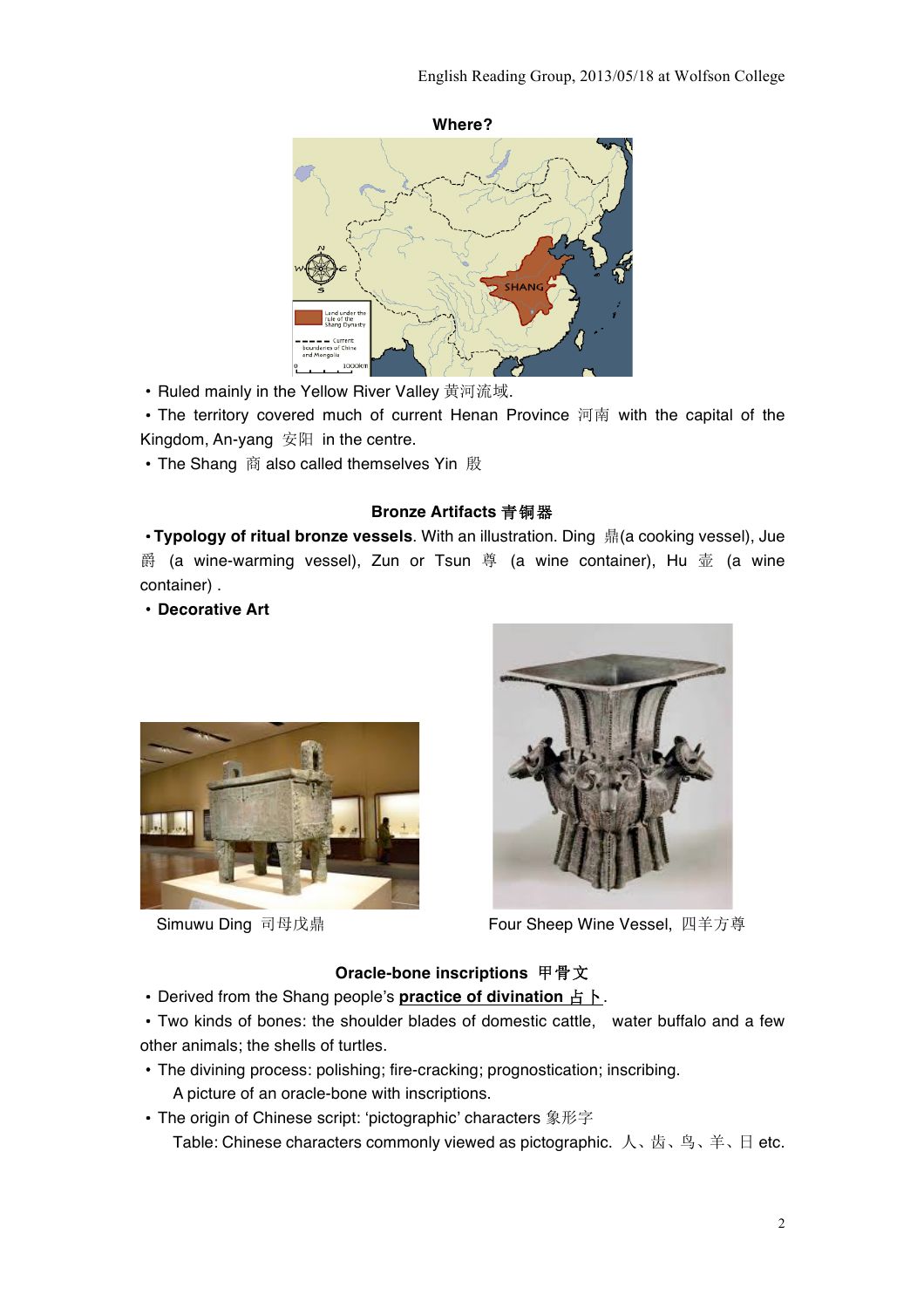**Where?**

- Ruled mainly in the Yellow River Valley 黄河流域.
- The territory covered much of current Henan Province 河南 with the capital of the Kingdom, An-yang 安阳 in the centre.
- The Shang 商 also called themselves Yin 殷

**Bronze Artifacts 青铜器**

- **Typology of ritual bronze vessels**. With an illustration. Ding 鼎(a cooking vessel), Jue 爵 (a wine-warming vessel), Zun or Tsun 尊 (a wine container), Hu 壶 (a wine container) .
- **Decorative Art**

Simuwu Ding 司母戊鼎

Four Sheep Wine Vessel, 四羊方尊

**Oracle-bone inscriptions 甲骨文**

- Derived from the Shang people's **practice of divination 占卜**.
- Two kinds of bones: the shoulder blades of domestic cattle, water buffalo and a few other animals; the shells of turtles.
- The divining process: polishing; fire-cracking; prognostication; inscribing.
  A picture of an oracle-bone with inscriptions.
- The origin of Chinese script: 'pictographic' characters 象形字
  Table: Chinese characters commonly viewed as pictographic. 人、齿、鸟、羊、日 etc.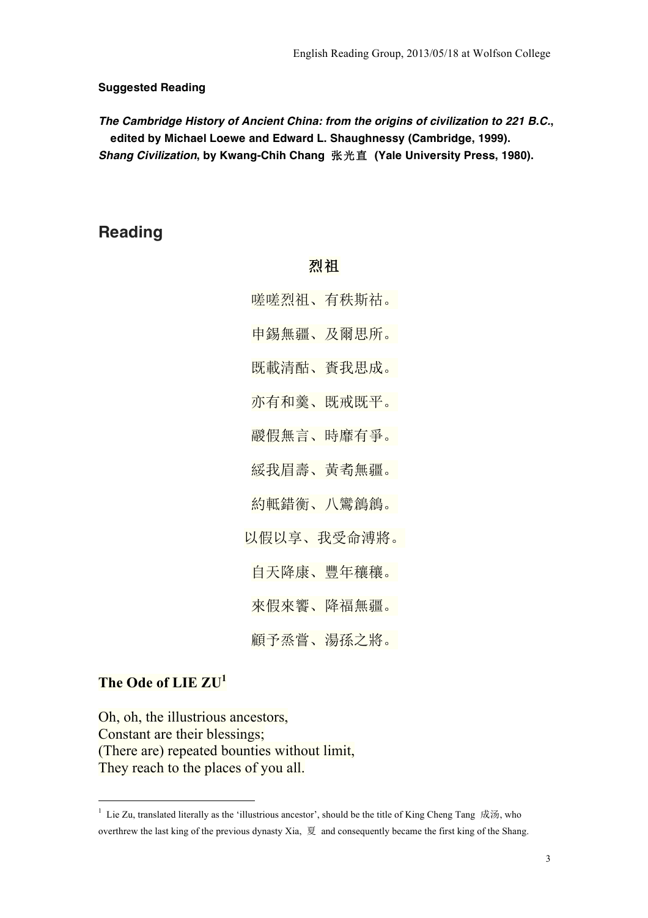**Suggested Reading**

***The Cambridge History of Ancient China: from the origins of civilization to 221 B.C.*, edited by Michael Loewe and Edward L. Shaughnessy (Cambridge, 1999).**

***Shang Civilization*, by Kwang-Chih Chang 张光直 (Yale University Press, 1980).**

## Reading

### 烈祖

嗟嗟烈祖、有秩斯祜。

申錫無疆、及爾思所。

既載清酤、賚我思成。

亦有和羹、既戒既平。

鬷假無言、時靡有爭。

綏我眉壽、黃耇無疆。

約軝錯衡、八鸞鶬鶬。

以假以享、我受命溥將。

自天降康、豐年穰穰。

來假來饗、降福無疆。

顧予烝嘗、湯孫之將。

### The Ode of LIE ZU[1]

Oh, oh, the illustrious ancestors,
Constant are their blessings;
(There are) repeated bounties without limit,
They reach to the places of you all.

---

[1] Lie Zu, translated literally as the 'illustrious ancestor', should be the title of King Cheng Tang 成汤, who overthrew the last king of the previous dynasty Xia, 夏 and consequently became the first king of the Shang.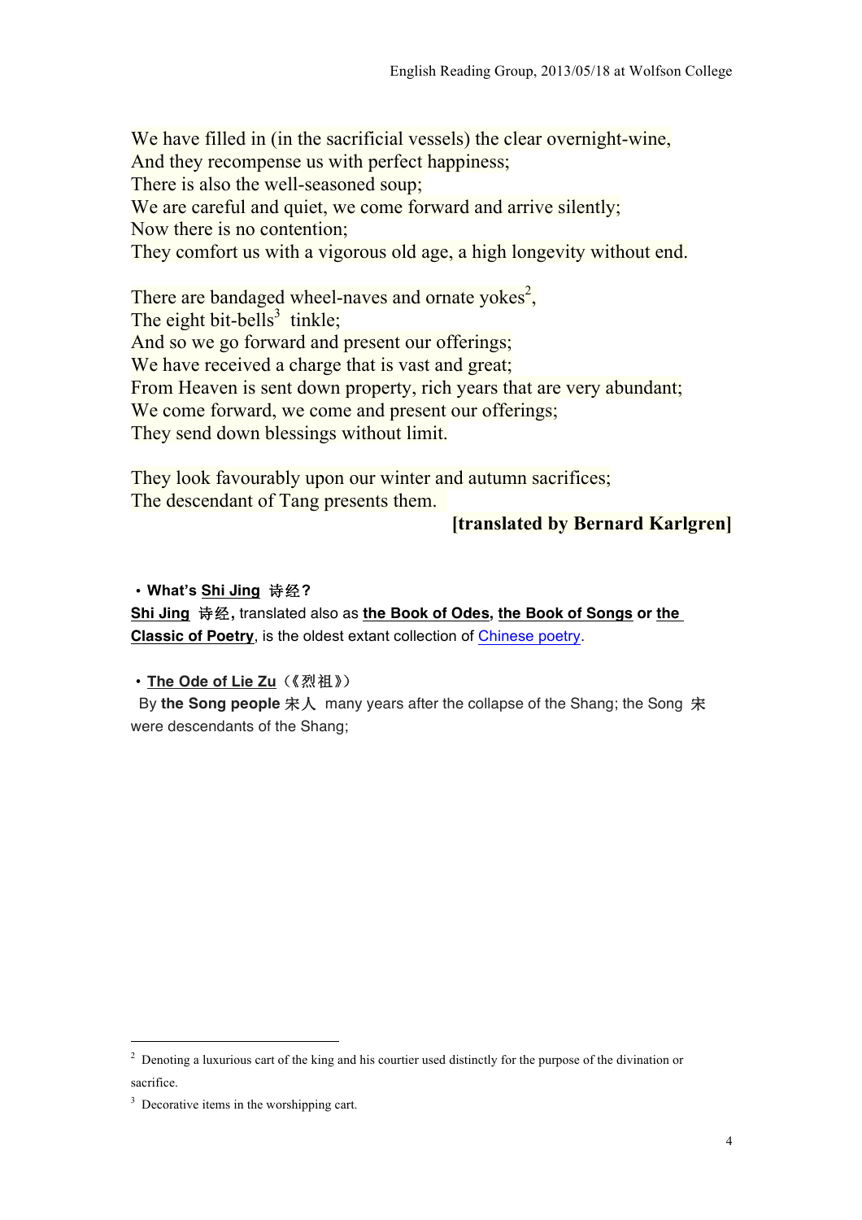We have filled in (in the sacrificial vessels) the clear overnight-wine,
And they recompense us with perfect happiness;
There is also the well-seasoned soup;
We are careful and quiet, we come forward and arrive silently;
Now there is no contention;
They comfort us with a vigorous old age, a high longevity without end.

There are bandaged wheel-naves and ornate yokes[2],
The eight bit-bells[3] tinkle;
And so we go forward and present our offerings;
We have received a charge that is vast and great;
From Heaven is sent down property, rich years that are very abundant;
We come forward, we come and present our offerings;
They send down blessings without limit.

They look favourably upon our winter and autumn sacrifices;
The descendant of Tang presents them.

**[translated by Bernard Karlgren]**

- **What's Shi Jing 诗经?**

**Shi Jing 诗经,** translated also as **the Book of Odes, the Book of Songs** or **the Classic of Poetry**, is the oldest extant collection of Chinese poetry.

- **The Ode of Lie Zu**（《烈祖》）

By **the Song people** 宋人 many years after the collapse of the Shang; the Song 宋 were descendants of the Shang;

[2] Denoting a luxurious cart of the king and his courtier used distinctly for the purpose of the divination or sacrifice.

[3] Decorative items in the worshipping cart.